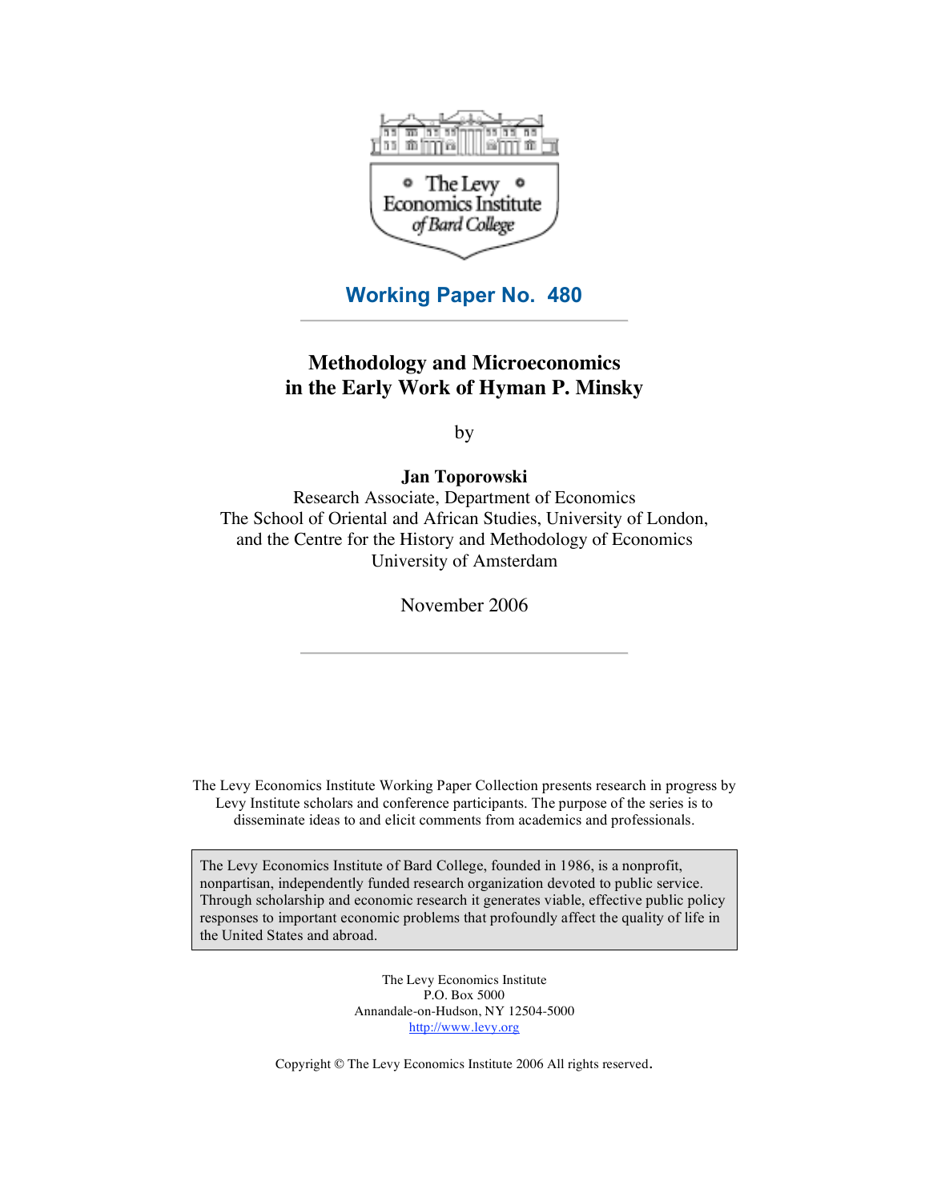The Levy Economics Institute of Bard College

## Working Paper No. 480

# Methodology and Microeconomics in the Early Work of Hyman P. Minsky

by

**Jan Toporowski**

Research Associate, Department of Economics
The School of Oriental and African Studies, University of London,
and the Centre for the History and Methodology of Economics
University of Amsterdam

November 2006

The Levy Economics Institute Working Paper Collection presents research in progress by Levy Institute scholars and conference participants. The purpose of the series is to disseminate ideas to and elicit comments from academics and professionals.

The Levy Economics Institute of Bard College, founded in 1986, is a nonprofit, nonpartisan, independently funded research organization devoted to public service. Through scholarship and economic research it generates viable, effective public policy responses to important economic problems that profoundly affect the quality of life in the United States and abroad.

The Levy Economics Institute
P.O. Box 5000
Annandale-on-Hudson, NY 12504-5000
http://www.levy.org

Copyright © The Levy Economics Institute 2006 All rights reserved.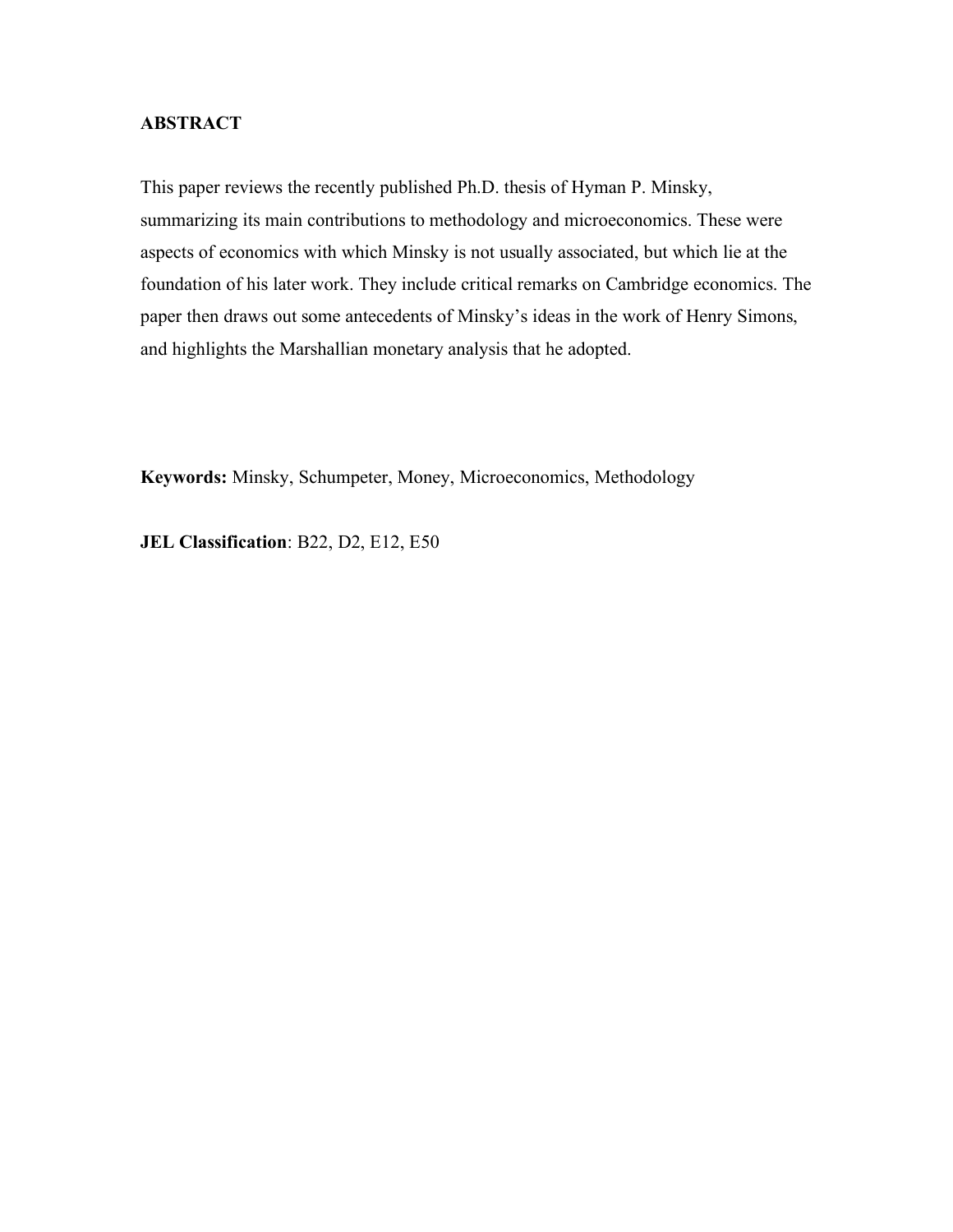**ABSTRACT**

This paper reviews the recently published Ph.D. thesis of Hyman P. Minsky, summarizing its main contributions to methodology and microeconomics. These were aspects of economics with which Minsky is not usually associated, but which lie at the foundation of his later work. They include critical remarks on Cambridge economics. The paper then draws out some antecedents of Minsky's ideas in the work of Henry Simons, and highlights the Marshallian monetary analysis that he adopted.

**Keywords:** Minsky, Schumpeter, Money, Microeconomics, Methodology

**JEL Classification**: B22, D2, E12, E50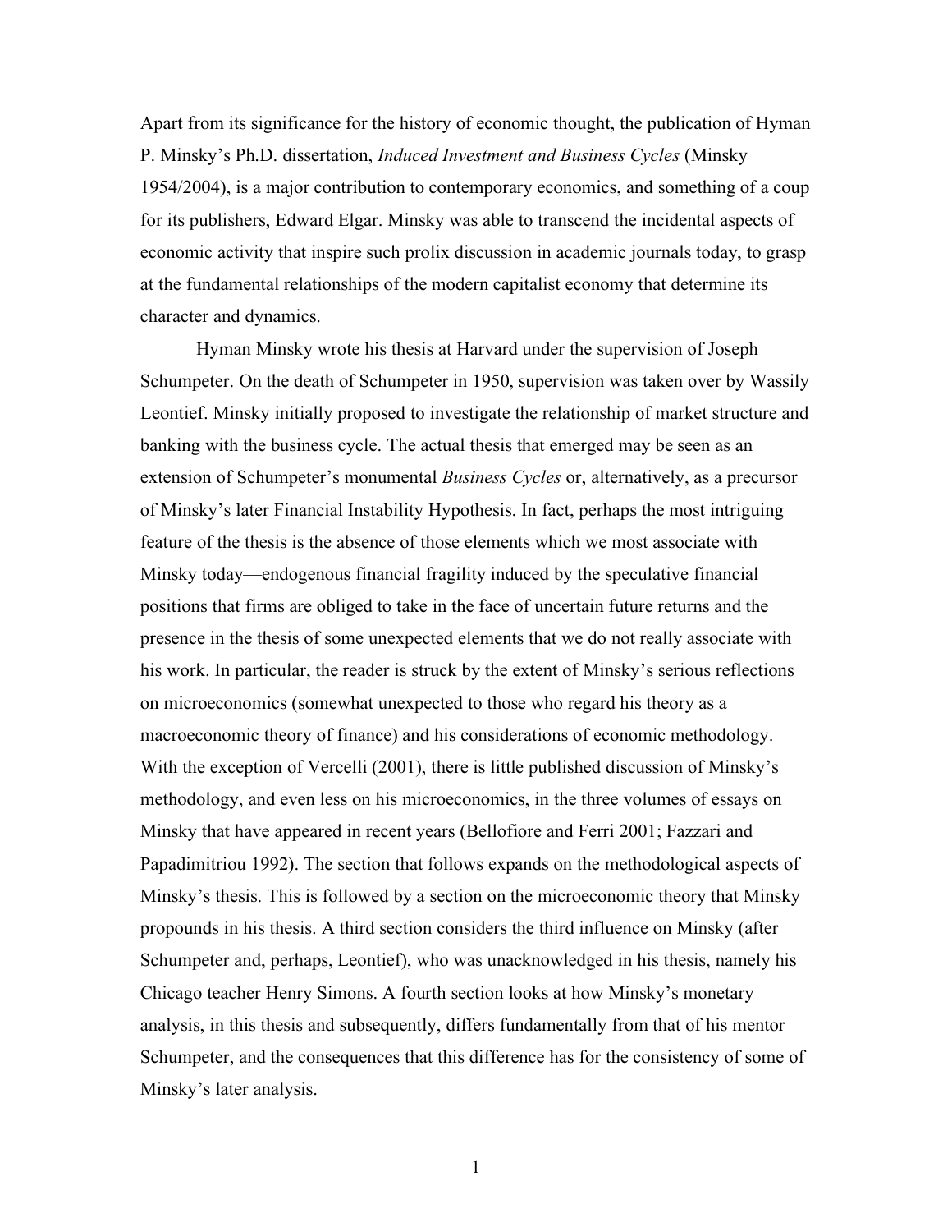Apart from its significance for the history of economic thought, the publication of Hyman P. Minsky's Ph.D. dissertation, *Induced Investment and Business Cycles* (Minsky 1954/2004), is a major contribution to contemporary economics, and something of a coup for its publishers, Edward Elgar. Minsky was able to transcend the incidental aspects of economic activity that inspire such prolix discussion in academic journals today, to grasp at the fundamental relationships of the modern capitalist economy that determine its character and dynamics.

Hyman Minsky wrote his thesis at Harvard under the supervision of Joseph Schumpeter. On the death of Schumpeter in 1950, supervision was taken over by Wassily Leontief. Minsky initially proposed to investigate the relationship of market structure and banking with the business cycle. The actual thesis that emerged may be seen as an extension of Schumpeter's monumental *Business Cycles* or, alternatively, as a precursor of Minsky's later Financial Instability Hypothesis. In fact, perhaps the most intriguing feature of the thesis is the absence of those elements which we most associate with Minsky today—endogenous financial fragility induced by the speculative financial positions that firms are obliged to take in the face of uncertain future returns and the presence in the thesis of some unexpected elements that we do not really associate with his work. In particular, the reader is struck by the extent of Minsky's serious reflections on microeconomics (somewhat unexpected to those who regard his theory as a macroeconomic theory of finance) and his considerations of economic methodology. With the exception of Vercelli (2001), there is little published discussion of Minsky's methodology, and even less on his microeconomics, in the three volumes of essays on Minsky that have appeared in recent years (Bellofiore and Ferri 2001; Fazzari and Papadimitriou 1992). The section that follows expands on the methodological aspects of Minsky's thesis. This is followed by a section on the microeconomic theory that Minsky propounds in his thesis. A third section considers the third influence on Minsky (after Schumpeter and, perhaps, Leontief), who was unacknowledged in his thesis, namely his Chicago teacher Henry Simons. A fourth section looks at how Minsky's monetary analysis, in this thesis and subsequently, differs fundamentally from that of his mentor Schumpeter, and the consequences that this difference has for the consistency of some of Minsky's later analysis.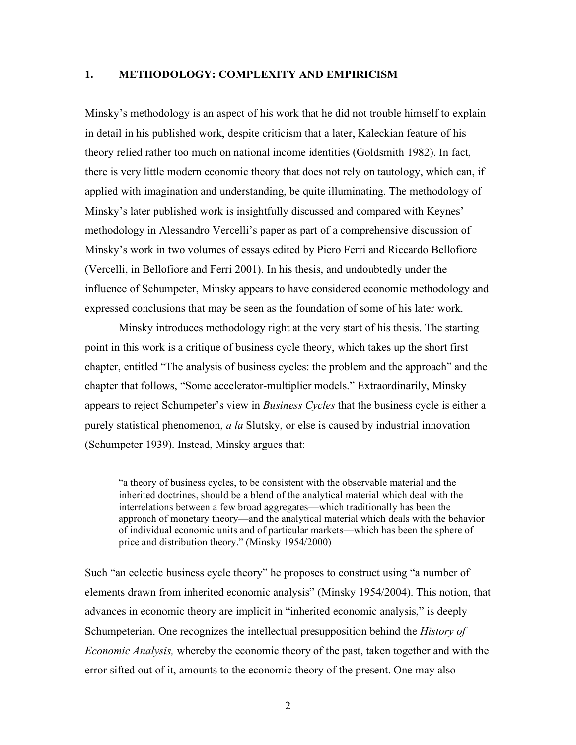## 1. METHODOLOGY: COMPLEXITY AND EMPIRICISM

Minsky's methodology is an aspect of his work that he did not trouble himself to explain in detail in his published work, despite criticism that a later, Kaleckian feature of his theory relied rather too much on national income identities (Goldsmith 1982). In fact, there is very little modern economic theory that does not rely on tautology, which can, if applied with imagination and understanding, be quite illuminating. The methodology of Minsky's later published work is insightfully discussed and compared with Keynes' methodology in Alessandro Vercelli's paper as part of a comprehensive discussion of Minsky's work in two volumes of essays edited by Piero Ferri and Riccardo Bellofiore (Vercelli, in Bellofiore and Ferri 2001). In his thesis, and undoubtedly under the influence of Schumpeter, Minsky appears to have considered economic methodology and expressed conclusions that may be seen as the foundation of some of his later work.

Minsky introduces methodology right at the very start of his thesis. The starting point in this work is a critique of business cycle theory, which takes up the short first chapter, entitled "The analysis of business cycles: the problem and the approach" and the chapter that follows, "Some accelerator-multiplier models." Extraordinarily, Minsky appears to reject Schumpeter's view in *Business Cycles* that the business cycle is either a purely statistical phenomenon, *a la* Slutsky, or else is caused by industrial innovation (Schumpeter 1939). Instead, Minsky argues that:

> "a theory of business cycles, to be consistent with the observable material and the inherited doctrines, should be a blend of the analytical material which deal with the interrelations between a few broad aggregates—which traditionally has been the approach of monetary theory—and the analytical material which deals with the behavior of individual economic units and of particular markets—which has been the sphere of price and distribution theory." (Minsky 1954/2000)

Such "an eclectic business cycle theory" he proposes to construct using "a number of elements drawn from inherited economic analysis" (Minsky 1954/2004). This notion, that advances in economic theory are implicit in "inherited economic analysis," is deeply Schumpeterian. One recognizes the intellectual presupposition behind the *History of Economic Analysis,* whereby the economic theory of the past, taken together and with the error sifted out of it, amounts to the economic theory of the present. One may also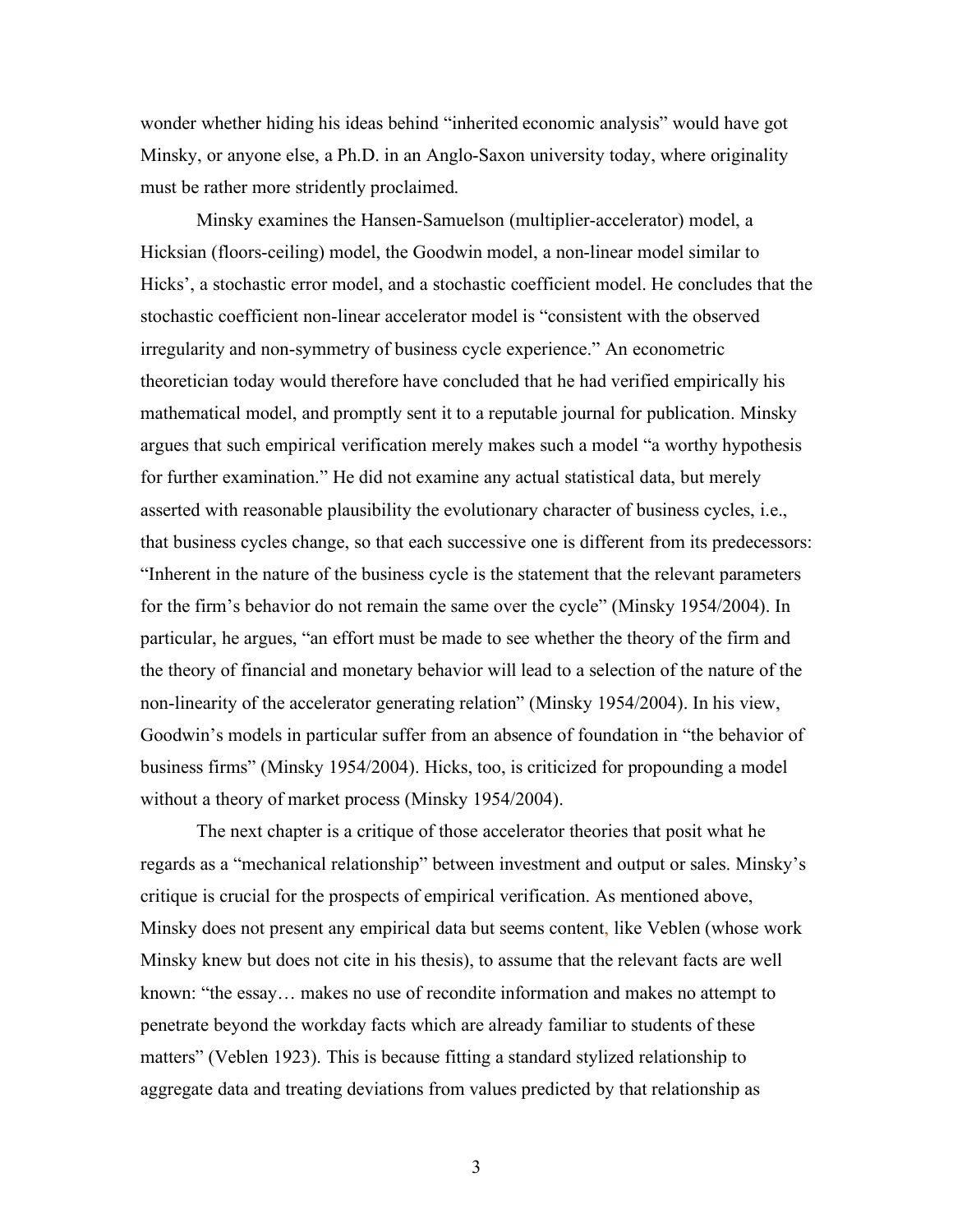wonder whether hiding his ideas behind "inherited economic analysis" would have got Minsky, or anyone else, a Ph.D. in an Anglo-Saxon university today, where originality must be rather more stridently proclaimed.

Minsky examines the Hansen-Samuelson (multiplier-accelerator) model, a Hicksian (floors-ceiling) model, the Goodwin model, a non-linear model similar to Hicks', a stochastic error model, and a stochastic coefficient model. He concludes that the stochastic coefficient non-linear accelerator model is "consistent with the observed irregularity and non-symmetry of business cycle experience." An econometric theoretician today would therefore have concluded that he had verified empirically his mathematical model, and promptly sent it to a reputable journal for publication. Minsky argues that such empirical verification merely makes such a model "a worthy hypothesis for further examination." He did not examine any actual statistical data, but merely asserted with reasonable plausibility the evolutionary character of business cycles, i.e., that business cycles change, so that each successive one is different from its predecessors: "Inherent in the nature of the business cycle is the statement that the relevant parameters for the firm's behavior do not remain the same over the cycle" (Minsky 1954/2004). In particular, he argues, "an effort must be made to see whether the theory of the firm and the theory of financial and monetary behavior will lead to a selection of the nature of the non-linearity of the accelerator generating relation" (Minsky 1954/2004). In his view, Goodwin's models in particular suffer from an absence of foundation in "the behavior of business firms" (Minsky 1954/2004). Hicks, too, is criticized for propounding a model without a theory of market process (Minsky 1954/2004).

The next chapter is a critique of those accelerator theories that posit what he regards as a "mechanical relationship" between investment and output or sales. Minsky's critique is crucial for the prospects of empirical verification. As mentioned above, Minsky does not present any empirical data but seems content, like Veblen (whose work Minsky knew but does not cite in his thesis), to assume that the relevant facts are well known: "the essay… makes no use of recondite information and makes no attempt to penetrate beyond the workday facts which are already familiar to students of these matters" (Veblen 1923). This is because fitting a standard stylized relationship to aggregate data and treating deviations from values predicted by that relationship as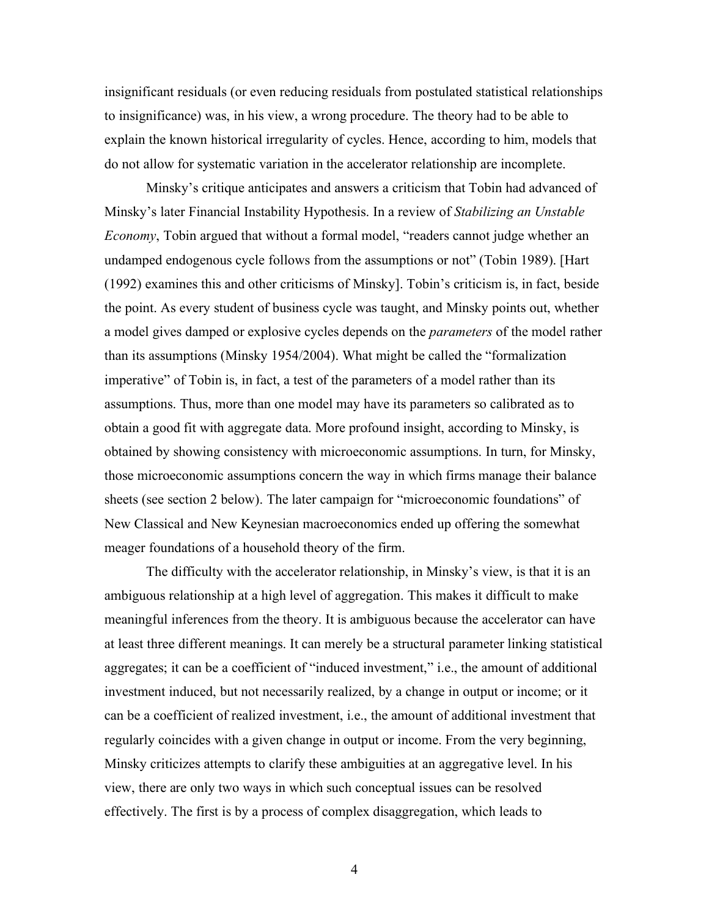insignificant residuals (or even reducing residuals from postulated statistical relationships to insignificance) was, in his view, a wrong procedure. The theory had to be able to explain the known historical irregularity of cycles. Hence, according to him, models that do not allow for systematic variation in the accelerator relationship are incomplete.

Minsky's critique anticipates and answers a criticism that Tobin had advanced of Minsky's later Financial Instability Hypothesis. In a review of *Stabilizing an Unstable Economy*, Tobin argued that without a formal model, "readers cannot judge whether an undamped endogenous cycle follows from the assumptions or not" (Tobin 1989). [Hart (1992) examines this and other criticisms of Minsky]. Tobin's criticism is, in fact, beside the point. As every student of business cycle was taught, and Minsky points out, whether a model gives damped or explosive cycles depends on the *parameters* of the model rather than its assumptions (Minsky 1954/2004). What might be called the "formalization imperative" of Tobin is, in fact, a test of the parameters of a model rather than its assumptions. Thus, more than one model may have its parameters so calibrated as to obtain a good fit with aggregate data. More profound insight, according to Minsky, is obtained by showing consistency with microeconomic assumptions. In turn, for Minsky, those microeconomic assumptions concern the way in which firms manage their balance sheets (see section 2 below). The later campaign for "microeconomic foundations" of New Classical and New Keynesian macroeconomics ended up offering the somewhat meager foundations of a household theory of the firm.

The difficulty with the accelerator relationship, in Minsky's view, is that it is an ambiguous relationship at a high level of aggregation. This makes it difficult to make meaningful inferences from the theory. It is ambiguous because the accelerator can have at least three different meanings. It can merely be a structural parameter linking statistical aggregates; it can be a coefficient of "induced investment," i.e., the amount of additional investment induced, but not necessarily realized, by a change in output or income; or it can be a coefficient of realized investment, i.e., the amount of additional investment that regularly coincides with a given change in output or income. From the very beginning, Minsky criticizes attempts to clarify these ambiguities at an aggregative level. In his view, there are only two ways in which such conceptual issues can be resolved effectively. The first is by a process of complex disaggregation, which leads to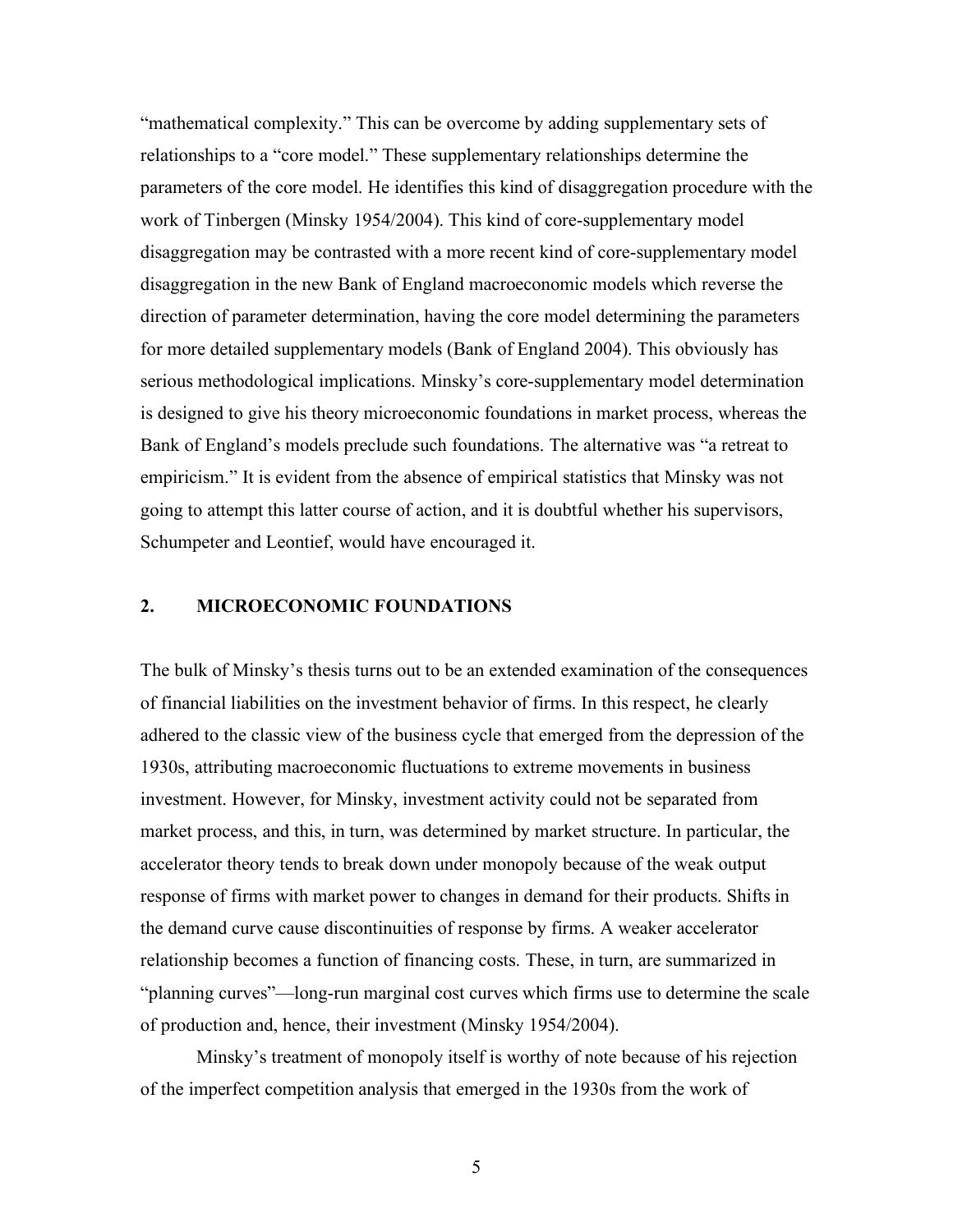"mathematical complexity." This can be overcome by adding supplementary sets of relationships to a "core model." These supplementary relationships determine the parameters of the core model. He identifies this kind of disaggregation procedure with the work of Tinbergen (Minsky 1954/2004). This kind of core-supplementary model disaggregation may be contrasted with a more recent kind of core-supplementary model disaggregation in the new Bank of England macroeconomic models which reverse the direction of parameter determination, having the core model determining the parameters for more detailed supplementary models (Bank of England 2004). This obviously has serious methodological implications. Minsky's core-supplementary model determination is designed to give his theory microeconomic foundations in market process, whereas the Bank of England's models preclude such foundations. The alternative was "a retreat to empiricism." It is evident from the absence of empirical statistics that Minsky was not going to attempt this latter course of action, and it is doubtful whether his supervisors, Schumpeter and Leontief, would have encouraged it.

## 2. MICROECONOMIC FOUNDATIONS

The bulk of Minsky's thesis turns out to be an extended examination of the consequences of financial liabilities on the investment behavior of firms. In this respect, he clearly adhered to the classic view of the business cycle that emerged from the depression of the 1930s, attributing macroeconomic fluctuations to extreme movements in business investment. However, for Minsky, investment activity could not be separated from market process, and this, in turn, was determined by market structure. In particular, the accelerator theory tends to break down under monopoly because of the weak output response of firms with market power to changes in demand for their products. Shifts in the demand curve cause discontinuities of response by firms. A weaker accelerator relationship becomes a function of financing costs. These, in turn, are summarized in "planning curves"—long-run marginal cost curves which firms use to determine the scale of production and, hence, their investment (Minsky 1954/2004).

Minsky's treatment of monopoly itself is worthy of note because of his rejection of the imperfect competition analysis that emerged in the 1930s from the work of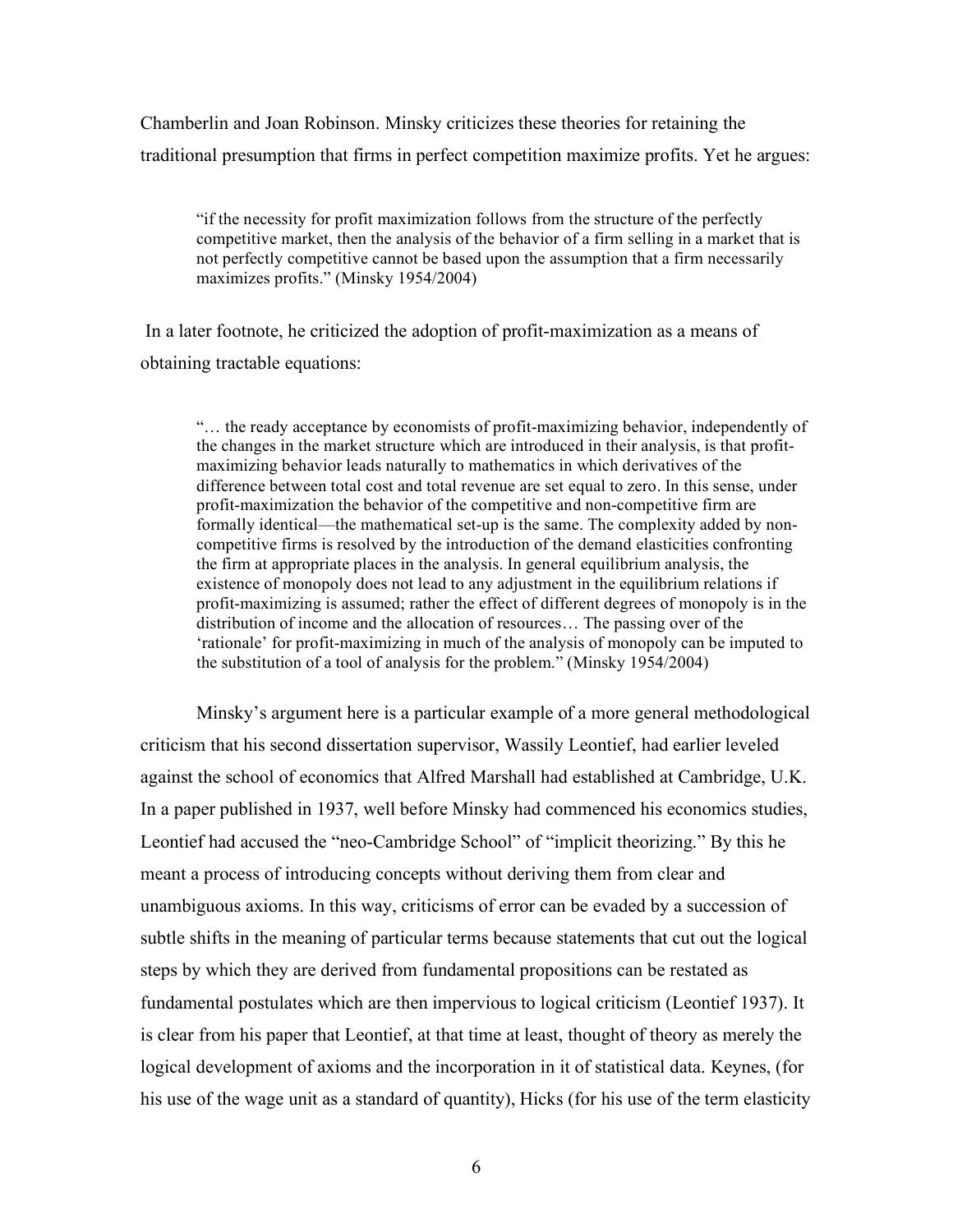Chamberlin and Joan Robinson. Minsky criticizes these theories for retaining the traditional presumption that firms in perfect competition maximize profits. Yet he argues:

> "if the necessity for profit maximization follows from the structure of the perfectly competitive market, then the analysis of the behavior of a firm selling in a market that is not perfectly competitive cannot be based upon the assumption that a firm necessarily maximizes profits." (Minsky 1954/2004)

In a later footnote, he criticized the adoption of profit-maximization as a means of obtaining tractable equations:

> "… the ready acceptance by economists of profit-maximizing behavior, independently of the changes in the market structure which are introduced in their analysis, is that profit-maximizing behavior leads naturally to mathematics in which derivatives of the difference between total cost and total revenue are set equal to zero. In this sense, under profit-maximization the behavior of the competitive and non-competitive firm are formally identical—the mathematical set-up is the same. The complexity added by non-competitive firms is resolved by the introduction of the demand elasticities confronting the firm at appropriate places in the analysis. In general equilibrium analysis, the existence of monopoly does not lead to any adjustment in the equilibrium relations if profit-maximizing is assumed; rather the effect of different degrees of monopoly is in the distribution of income and the allocation of resources… The passing over of the 'rationale' for profit-maximizing in much of the analysis of monopoly can be imputed to the substitution of a tool of analysis for the problem." (Minsky 1954/2004)

Minsky's argument here is a particular example of a more general methodological criticism that his second dissertation supervisor, Wassily Leontief, had earlier leveled against the school of economics that Alfred Marshall had established at Cambridge, U.K. In a paper published in 1937, well before Minsky had commenced his economics studies, Leontief had accused the "neo-Cambridge School" of "implicit theorizing." By this he meant a process of introducing concepts without deriving them from clear and unambiguous axioms. In this way, criticisms of error can be evaded by a succession of subtle shifts in the meaning of particular terms because statements that cut out the logical steps by which they are derived from fundamental propositions can be restated as fundamental postulates which are then impervious to logical criticism (Leontief 1937). It is clear from his paper that Leontief, at that time at least, thought of theory as merely the logical development of axioms and the incorporation in it of statistical data. Keynes, (for his use of the wage unit as a standard of quantity), Hicks (for his use of the term elasticity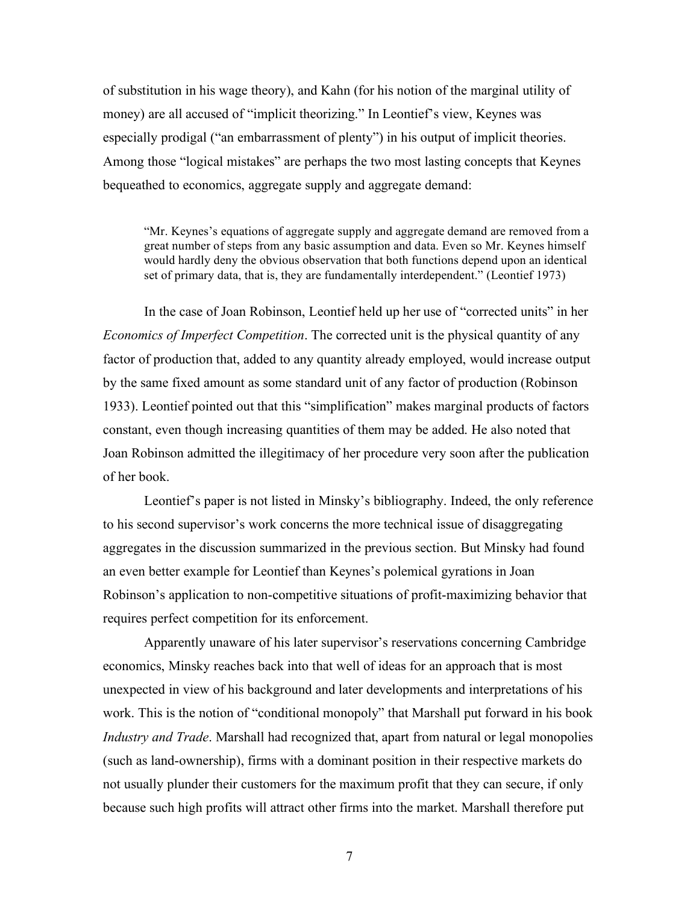of substitution in his wage theory), and Kahn (for his notion of the marginal utility of money) are all accused of "implicit theorizing." In Leontief's view, Keynes was especially prodigal ("an embarrassment of plenty") in his output of implicit theories. Among those "logical mistakes" are perhaps the two most lasting concepts that Keynes bequeathed to economics, aggregate supply and aggregate demand:

> "Mr. Keynes's equations of aggregate supply and aggregate demand are removed from a great number of steps from any basic assumption and data. Even so Mr. Keynes himself would hardly deny the obvious observation that both functions depend upon an identical set of primary data, that is, they are fundamentally interdependent." (Leontief 1973)

In the case of Joan Robinson, Leontief held up her use of "corrected units" in her *Economics of Imperfect Competition*. The corrected unit is the physical quantity of any factor of production that, added to any quantity already employed, would increase output by the same fixed amount as some standard unit of any factor of production (Robinson 1933). Leontief pointed out that this "simplification" makes marginal products of factors constant, even though increasing quantities of them may be added. He also noted that Joan Robinson admitted the illegitimacy of her procedure very soon after the publication of her book.

Leontief's paper is not listed in Minsky's bibliography. Indeed, the only reference to his second supervisor's work concerns the more technical issue of disaggregating aggregates in the discussion summarized in the previous section. But Minsky had found an even better example for Leontief than Keynes's polemical gyrations in Joan Robinson's application to non-competitive situations of profit-maximizing behavior that requires perfect competition for its enforcement.

Apparently unaware of his later supervisor's reservations concerning Cambridge economics, Minsky reaches back into that well of ideas for an approach that is most unexpected in view of his background and later developments and interpretations of his work. This is the notion of "conditional monopoly" that Marshall put forward in his book *Industry and Trade*. Marshall had recognized that, apart from natural or legal monopolies (such as land-ownership), firms with a dominant position in their respective markets do not usually plunder their customers for the maximum profit that they can secure, if only because such high profits will attract other firms into the market. Marshall therefore put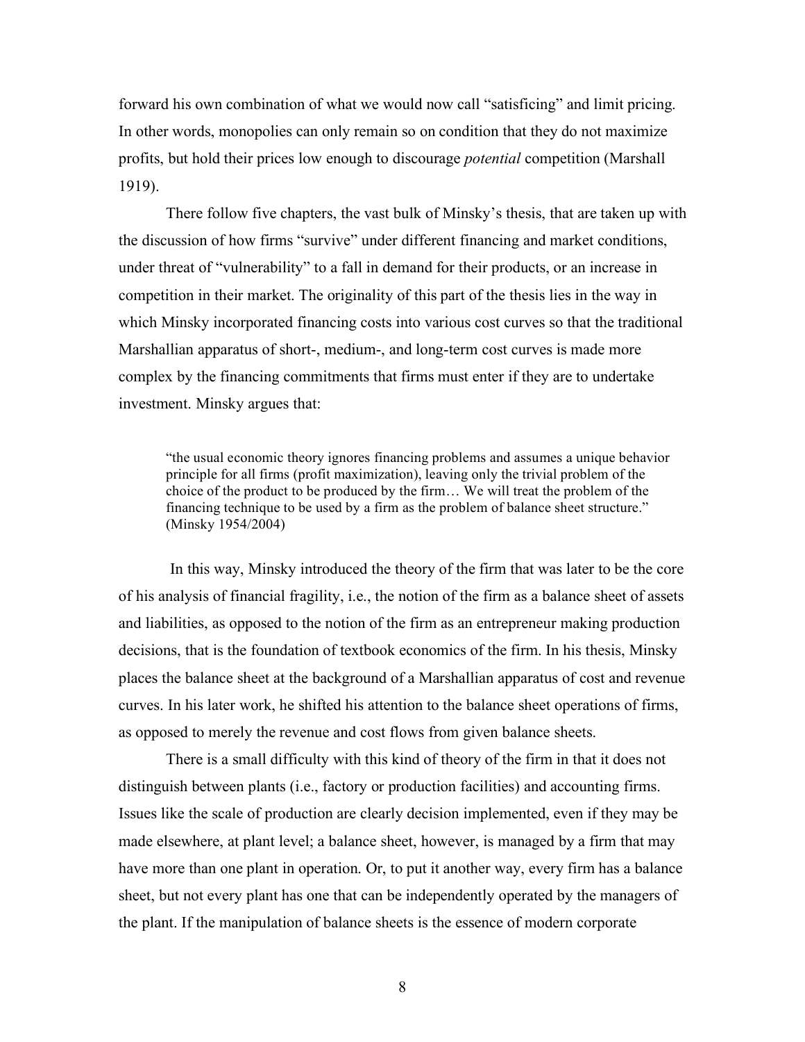forward his own combination of what we would now call "satisficing" and limit pricing. In other words, monopolies can only remain so on condition that they do not maximize profits, but hold their prices low enough to discourage *potential* competition (Marshall 1919).

There follow five chapters, the vast bulk of Minsky's thesis, that are taken up with the discussion of how firms "survive" under different financing and market conditions, under threat of "vulnerability" to a fall in demand for their products, or an increase in competition in their market. The originality of this part of the thesis lies in the way in which Minsky incorporated financing costs into various cost curves so that the traditional Marshallian apparatus of short-, medium-, and long-term cost curves is made more complex by the financing commitments that firms must enter if they are to undertake investment. Minsky argues that:

> "the usual economic theory ignores financing problems and assumes a unique behavior principle for all firms (profit maximization), leaving only the trivial problem of the choice of the product to be produced by the firm… We will treat the problem of the financing technique to be used by a firm as the problem of balance sheet structure." (Minsky 1954/2004)

In this way, Minsky introduced the theory of the firm that was later to be the core of his analysis of financial fragility, i.e., the notion of the firm as a balance sheet of assets and liabilities, as opposed to the notion of the firm as an entrepreneur making production decisions, that is the foundation of textbook economics of the firm. In his thesis, Minsky places the balance sheet at the background of a Marshallian apparatus of cost and revenue curves. In his later work, he shifted his attention to the balance sheet operations of firms, as opposed to merely the revenue and cost flows from given balance sheets.

There is a small difficulty with this kind of theory of the firm in that it does not distinguish between plants (i.e., factory or production facilities) and accounting firms. Issues like the scale of production are clearly decision implemented, even if they may be made elsewhere, at plant level; a balance sheet, however, is managed by a firm that may have more than one plant in operation. Or, to put it another way, every firm has a balance sheet, but not every plant has one that can be independently operated by the managers of the plant. If the manipulation of balance sheets is the essence of modern corporate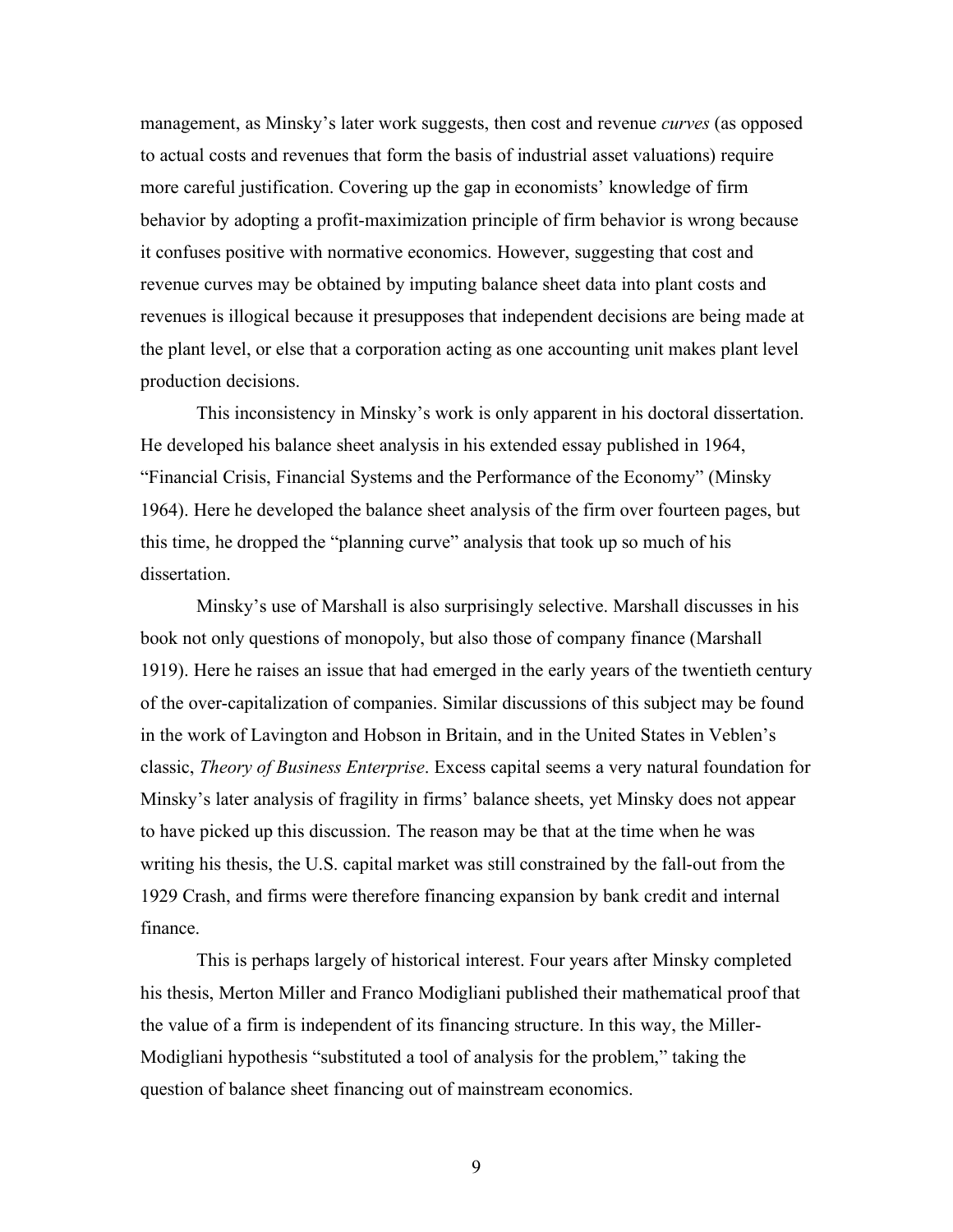management, as Minsky's later work suggests, then cost and revenue *curves* (as opposed to actual costs and revenues that form the basis of industrial asset valuations) require more careful justification. Covering up the gap in economists' knowledge of firm behavior by adopting a profit-maximization principle of firm behavior is wrong because it confuses positive with normative economics. However, suggesting that cost and revenue curves may be obtained by imputing balance sheet data into plant costs and revenues is illogical because it presupposes that independent decisions are being made at the plant level, or else that a corporation acting as one accounting unit makes plant level production decisions.

This inconsistency in Minsky's work is only apparent in his doctoral dissertation. He developed his balance sheet analysis in his extended essay published in 1964, "Financial Crisis, Financial Systems and the Performance of the Economy" (Minsky 1964). Here he developed the balance sheet analysis of the firm over fourteen pages, but this time, he dropped the "planning curve" analysis that took up so much of his dissertation.

Minsky's use of Marshall is also surprisingly selective. Marshall discusses in his book not only questions of monopoly, but also those of company finance (Marshall 1919). Here he raises an issue that had emerged in the early years of the twentieth century of the over-capitalization of companies. Similar discussions of this subject may be found in the work of Lavington and Hobson in Britain, and in the United States in Veblen's classic, *Theory of Business Enterprise*. Excess capital seems a very natural foundation for Minsky's later analysis of fragility in firms' balance sheets, yet Minsky does not appear to have picked up this discussion. The reason may be that at the time when he was writing his thesis, the U.S. capital market was still constrained by the fall-out from the 1929 Crash, and firms were therefore financing expansion by bank credit and internal finance.

This is perhaps largely of historical interest. Four years after Minsky completed his thesis, Merton Miller and Franco Modigliani published their mathematical proof that the value of a firm is independent of its financing structure. In this way, the Miller-Modigliani hypothesis "substituted a tool of analysis for the problem," taking the question of balance sheet financing out of mainstream economics.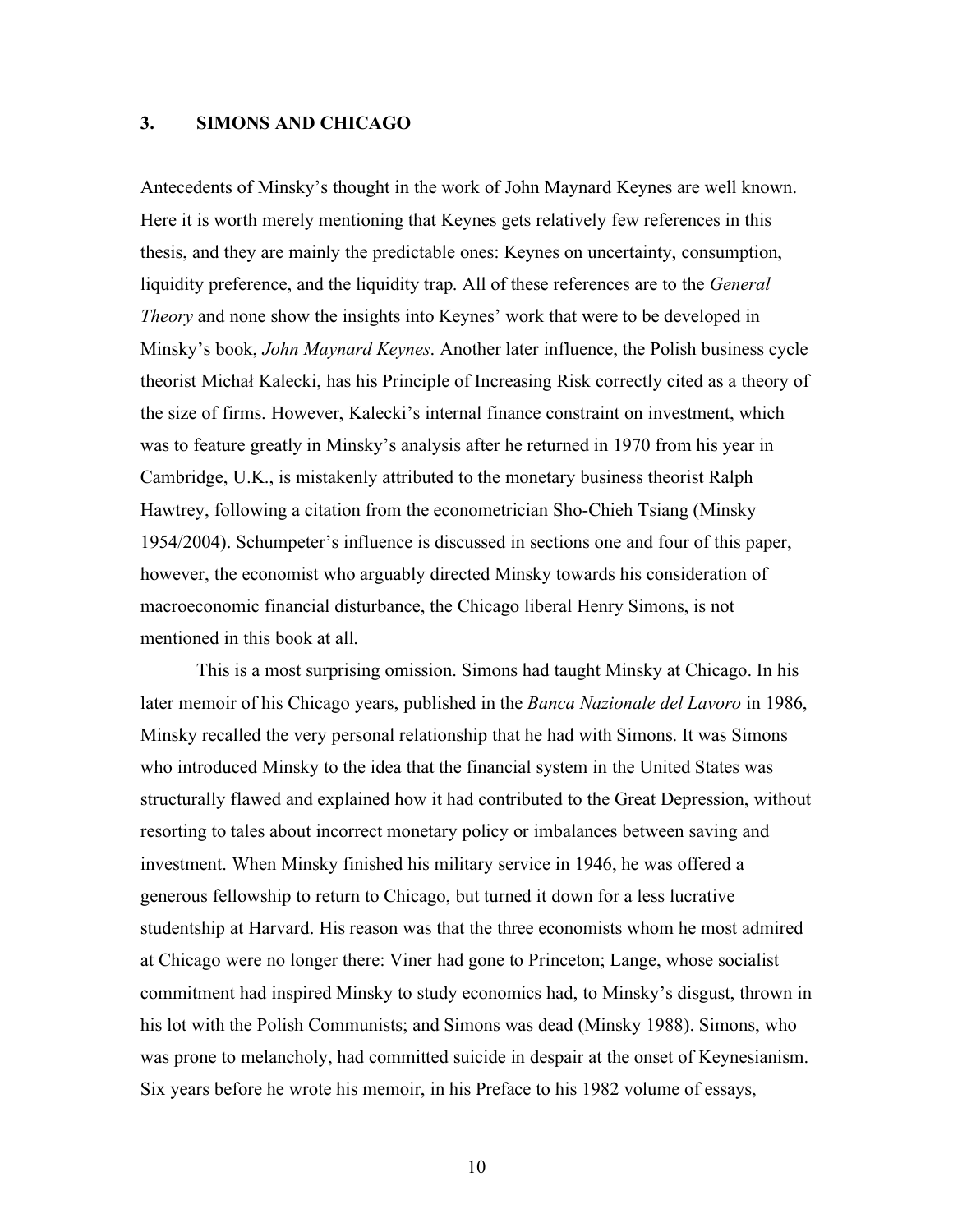## 3. SIMONS AND CHICAGO

Antecedents of Minsky's thought in the work of John Maynard Keynes are well known. Here it is worth merely mentioning that Keynes gets relatively few references in this thesis, and they are mainly the predictable ones: Keynes on uncertainty, consumption, liquidity preference, and the liquidity trap. All of these references are to the *General Theory* and none show the insights into Keynes' work that were to be developed in Minsky's book, *John Maynard Keynes*. Another later influence, the Polish business cycle theorist Michał Kalecki, has his Principle of Increasing Risk correctly cited as a theory of the size of firms. However, Kalecki's internal finance constraint on investment, which was to feature greatly in Minsky's analysis after he returned in 1970 from his year in Cambridge, U.K., is mistakenly attributed to the monetary business theorist Ralph Hawtrey, following a citation from the econometrician Sho-Chieh Tsiang (Minsky 1954/2004). Schumpeter's influence is discussed in sections one and four of this paper, however, the economist who arguably directed Minsky towards his consideration of macroeconomic financial disturbance, the Chicago liberal Henry Simons, is not mentioned in this book at all.

This is a most surprising omission. Simons had taught Minsky at Chicago. In his later memoir of his Chicago years, published in the *Banca Nazionale del Lavoro* in 1986, Minsky recalled the very personal relationship that he had with Simons. It was Simons who introduced Minsky to the idea that the financial system in the United States was structurally flawed and explained how it had contributed to the Great Depression, without resorting to tales about incorrect monetary policy or imbalances between saving and investment. When Minsky finished his military service in 1946, he was offered a generous fellowship to return to Chicago, but turned it down for a less lucrative studentship at Harvard. His reason was that the three economists whom he most admired at Chicago were no longer there: Viner had gone to Princeton; Lange, whose socialist commitment had inspired Minsky to study economics had, to Minsky's disgust, thrown in his lot with the Polish Communists; and Simons was dead (Minsky 1988). Simons, who was prone to melancholy, had committed suicide in despair at the onset of Keynesianism. Six years before he wrote his memoir, in his Preface to his 1982 volume of essays,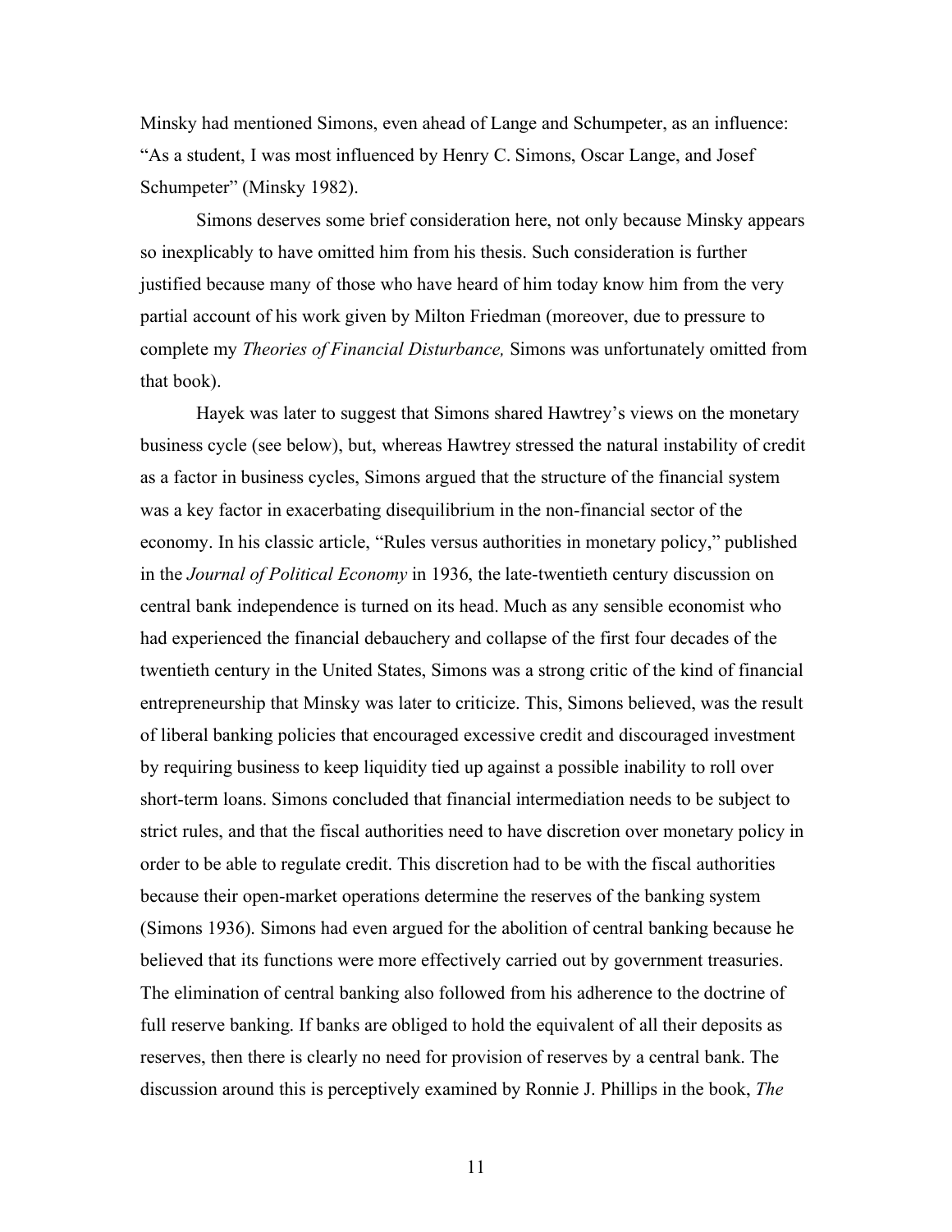Minsky had mentioned Simons, even ahead of Lange and Schumpeter, as an influence: "As a student, I was most influenced by Henry C. Simons, Oscar Lange, and Josef Schumpeter" (Minsky 1982).

Simons deserves some brief consideration here, not only because Minsky appears so inexplicably to have omitted him from his thesis. Such consideration is further justified because many of those who have heard of him today know him from the very partial account of his work given by Milton Friedman (moreover, due to pressure to complete my *Theories of Financial Disturbance,* Simons was unfortunately omitted from that book).

Hayek was later to suggest that Simons shared Hawtrey's views on the monetary business cycle (see below), but, whereas Hawtrey stressed the natural instability of credit as a factor in business cycles, Simons argued that the structure of the financial system was a key factor in exacerbating disequilibrium in the non-financial sector of the economy. In his classic article, "Rules versus authorities in monetary policy," published in the *Journal of Political Economy* in 1936, the late-twentieth century discussion on central bank independence is turned on its head. Much as any sensible economist who had experienced the financial debauchery and collapse of the first four decades of the twentieth century in the United States, Simons was a strong critic of the kind of financial entrepreneurship that Minsky was later to criticize. This, Simons believed, was the result of liberal banking policies that encouraged excessive credit and discouraged investment by requiring business to keep liquidity tied up against a possible inability to roll over short-term loans. Simons concluded that financial intermediation needs to be subject to strict rules, and that the fiscal authorities need to have discretion over monetary policy in order to be able to regulate credit. This discretion had to be with the fiscal authorities because their open-market operations determine the reserves of the banking system (Simons 1936). Simons had even argued for the abolition of central banking because he believed that its functions were more effectively carried out by government treasuries. The elimination of central banking also followed from his adherence to the doctrine of full reserve banking. If banks are obliged to hold the equivalent of all their deposits as reserves, then there is clearly no need for provision of reserves by a central bank. The discussion around this is perceptively examined by Ronnie J. Phillips in the book, *The*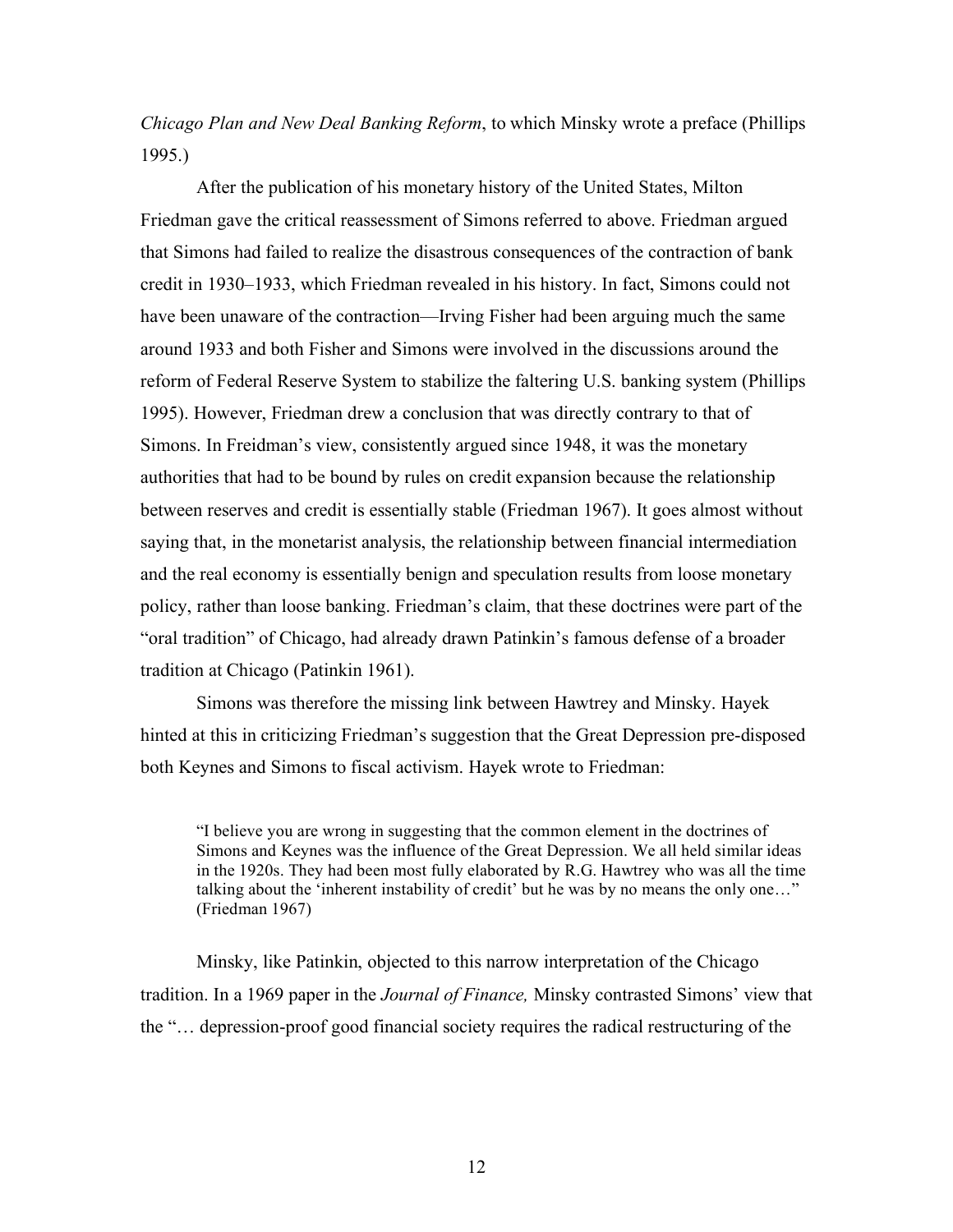*Chicago Plan and New Deal Banking Reform*, to which Minsky wrote a preface (Phillips 1995.)

After the publication of his monetary history of the United States, Milton Friedman gave the critical reassessment of Simons referred to above. Friedman argued that Simons had failed to realize the disastrous consequences of the contraction of bank credit in 1930–1933, which Friedman revealed in his history. In fact, Simons could not have been unaware of the contraction—Irving Fisher had been arguing much the same around 1933 and both Fisher and Simons were involved in the discussions around the reform of Federal Reserve System to stabilize the faltering U.S. banking system (Phillips 1995). However, Friedman drew a conclusion that was directly contrary to that of Simons. In Freidman's view, consistently argued since 1948, it was the monetary authorities that had to be bound by rules on credit expansion because the relationship between reserves and credit is essentially stable (Friedman 1967). It goes almost without saying that, in the monetarist analysis, the relationship between financial intermediation and the real economy is essentially benign and speculation results from loose monetary policy, rather than loose banking. Friedman's claim, that these doctrines were part of the "oral tradition" of Chicago, had already drawn Patinkin's famous defense of a broader tradition at Chicago (Patinkin 1961).

Simons was therefore the missing link between Hawtrey and Minsky. Hayek hinted at this in criticizing Friedman's suggestion that the Great Depression pre-disposed both Keynes and Simons to fiscal activism. Hayek wrote to Friedman:

> "I believe you are wrong in suggesting that the common element in the doctrines of Simons and Keynes was the influence of the Great Depression. We all held similar ideas in the 1920s. They had been most fully elaborated by R.G. Hawtrey who was all the time talking about the 'inherent instability of credit' but he was by no means the only one…" (Friedman 1967)

Minsky, like Patinkin, objected to this narrow interpretation of the Chicago tradition. In a 1969 paper in the *Journal of Finance,* Minsky contrasted Simons' view that the "… depression-proof good financial society requires the radical restructuring of the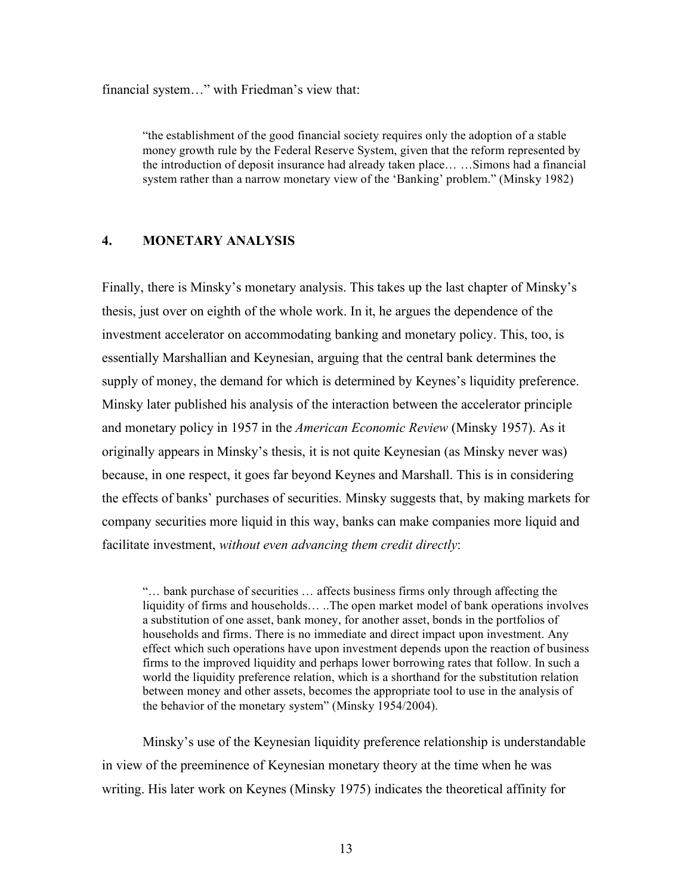financial system…" with Friedman's view that:

> "the establishment of the good financial society requires only the adoption of a stable money growth rule by the Federal Reserve System, given that the reform represented by the introduction of deposit insurance had already taken place… …Simons had a financial system rather than a narrow monetary view of the 'Banking' problem." (Minsky 1982)

## 4. MONETARY ANALYSIS

Finally, there is Minsky's monetary analysis. This takes up the last chapter of Minsky's thesis, just over on eighth of the whole work. In it, he argues the dependence of the investment accelerator on accommodating banking and monetary policy. This, too, is essentially Marshallian and Keynesian, arguing that the central bank determines the supply of money, the demand for which is determined by Keynes's liquidity preference. Minsky later published his analysis of the interaction between the accelerator principle and monetary policy in 1957 in the *American Economic Review* (Minsky 1957). As it originally appears in Minsky's thesis, it is not quite Keynesian (as Minsky never was) because, in one respect, it goes far beyond Keynes and Marshall. This is in considering the effects of banks' purchases of securities. Minsky suggests that, by making markets for company securities more liquid in this way, banks can make companies more liquid and facilitate investment, *without even advancing them credit directly*:

> "… bank purchase of securities … affects business firms only through affecting the liquidity of firms and households… ..The open market model of bank operations involves a substitution of one asset, bank money, for another asset, bonds in the portfolios of households and firms. There is no immediate and direct impact upon investment. Any effect which such operations have upon investment depends upon the reaction of business firms to the improved liquidity and perhaps lower borrowing rates that follow. In such a world the liquidity preference relation, which is a shorthand for the substitution relation between money and other assets, becomes the appropriate tool to use in the analysis of the behavior of the monetary system" (Minsky 1954/2004).

Minsky's use of the Keynesian liquidity preference relationship is understandable in view of the preeminence of Keynesian monetary theory at the time when he was writing. His later work on Keynes (Minsky 1975) indicates the theoretical affinity for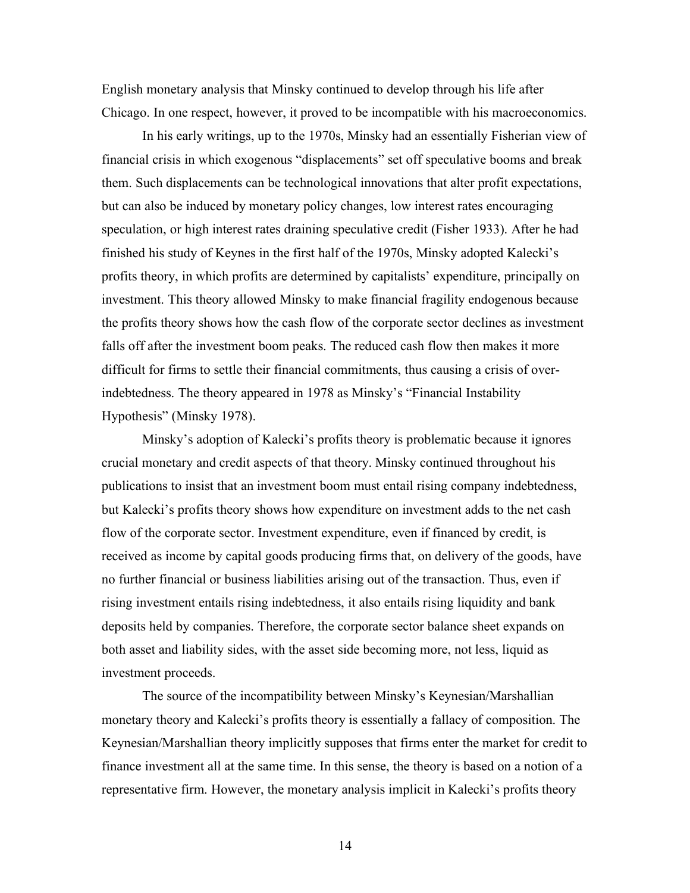English monetary analysis that Minsky continued to develop through his life after Chicago. In one respect, however, it proved to be incompatible with his macroeconomics.

In his early writings, up to the 1970s, Minsky had an essentially Fisherian view of financial crisis in which exogenous "displacements" set off speculative booms and break them. Such displacements can be technological innovations that alter profit expectations, but can also be induced by monetary policy changes, low interest rates encouraging speculation, or high interest rates draining speculative credit (Fisher 1933). After he had finished his study of Keynes in the first half of the 1970s, Minsky adopted Kalecki's profits theory, in which profits are determined by capitalists' expenditure, principally on investment. This theory allowed Minsky to make financial fragility endogenous because the profits theory shows how the cash flow of the corporate sector declines as investment falls off after the investment boom peaks. The reduced cash flow then makes it more difficult for firms to settle their financial commitments, thus causing a crisis of over-indebtedness. The theory appeared in 1978 as Minsky's "Financial Instability Hypothesis" (Minsky 1978).

Minsky's adoption of Kalecki's profits theory is problematic because it ignores crucial monetary and credit aspects of that theory. Minsky continued throughout his publications to insist that an investment boom must entail rising company indebtedness, but Kalecki's profits theory shows how expenditure on investment adds to the net cash flow of the corporate sector. Investment expenditure, even if financed by credit, is received as income by capital goods producing firms that, on delivery of the goods, have no further financial or business liabilities arising out of the transaction. Thus, even if rising investment entails rising indebtedness, it also entails rising liquidity and bank deposits held by companies. Therefore, the corporate sector balance sheet expands on both asset and liability sides, with the asset side becoming more, not less, liquid as investment proceeds.

The source of the incompatibility between Minsky's Keynesian/Marshallian monetary theory and Kalecki's profits theory is essentially a fallacy of composition. The Keynesian/Marshallian theory implicitly supposes that firms enter the market for credit to finance investment all at the same time. In this sense, the theory is based on a notion of a representative firm. However, the monetary analysis implicit in Kalecki's profits theory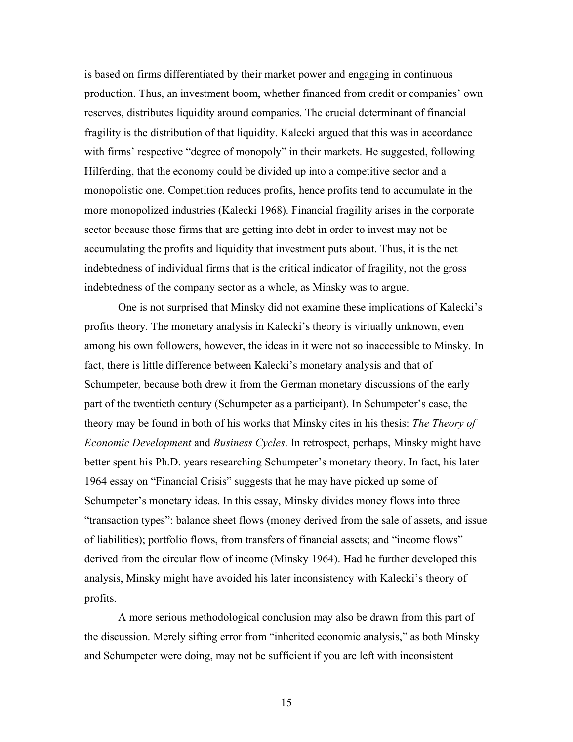is based on firms differentiated by their market power and engaging in continuous production. Thus, an investment boom, whether financed from credit or companies' own reserves, distributes liquidity around companies. The crucial determinant of financial fragility is the distribution of that liquidity. Kalecki argued that this was in accordance with firms' respective "degree of monopoly" in their markets. He suggested, following Hilferding, that the economy could be divided up into a competitive sector and a monopolistic one. Competition reduces profits, hence profits tend to accumulate in the more monopolized industries (Kalecki 1968). Financial fragility arises in the corporate sector because those firms that are getting into debt in order to invest may not be accumulating the profits and liquidity that investment puts about. Thus, it is the net indebtedness of individual firms that is the critical indicator of fragility, not the gross indebtedness of the company sector as a whole, as Minsky was to argue.

One is not surprised that Minsky did not examine these implications of Kalecki's profits theory. The monetary analysis in Kalecki's theory is virtually unknown, even among his own followers, however, the ideas in it were not so inaccessible to Minsky. In fact, there is little difference between Kalecki's monetary analysis and that of Schumpeter, because both drew it from the German monetary discussions of the early part of the twentieth century (Schumpeter as a participant). In Schumpeter's case, the theory may be found in both of his works that Minsky cites in his thesis: *The Theory of Economic Development* and *Business Cycles*. In retrospect, perhaps, Minsky might have better spent his Ph.D. years researching Schumpeter's monetary theory. In fact, his later 1964 essay on "Financial Crisis" suggests that he may have picked up some of Schumpeter's monetary ideas. In this essay, Minsky divides money flows into three "transaction types": balance sheet flows (money derived from the sale of assets, and issue of liabilities); portfolio flows, from transfers of financial assets; and "income flows" derived from the circular flow of income (Minsky 1964). Had he further developed this analysis, Minsky might have avoided his later inconsistency with Kalecki's theory of profits.

A more serious methodological conclusion may also be drawn from this part of the discussion. Merely sifting error from "inherited economic analysis," as both Minsky and Schumpeter were doing, may not be sufficient if you are left with inconsistent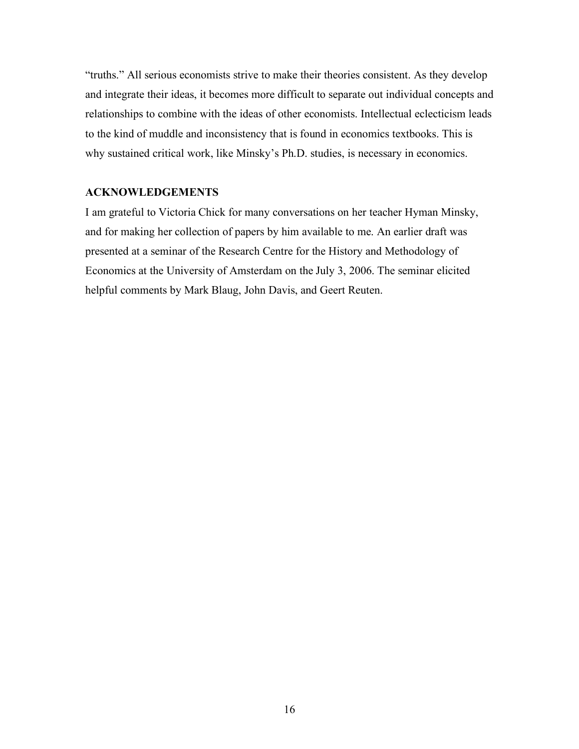"truths." All serious economists strive to make their theories consistent. As they develop and integrate their ideas, it becomes more difficult to separate out individual concepts and relationships to combine with the ideas of other economists. Intellectual eclecticism leads to the kind of muddle and inconsistency that is found in economics textbooks. This is why sustained critical work, like Minsky's Ph.D. studies, is necessary in economics.

## ACKNOWLEDGEMENTS

I am grateful to Victoria Chick for many conversations on her teacher Hyman Minsky, and for making her collection of papers by him available to me. An earlier draft was presented at a seminar of the Research Centre for the History and Methodology of Economics at the University of Amsterdam on the July 3, 2006. The seminar elicited helpful comments by Mark Blaug, John Davis, and Geert Reuten.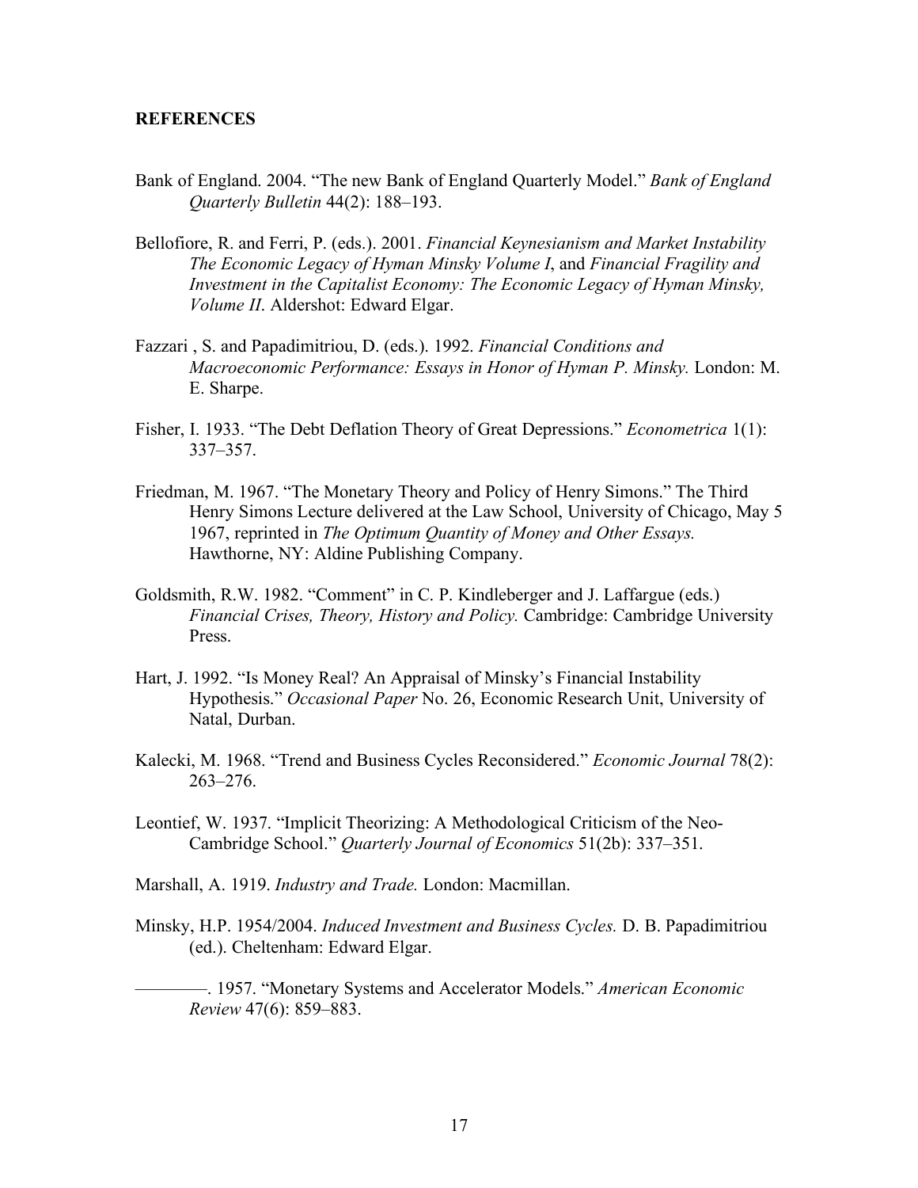## REFERENCES

Bank of England. 2004. "The new Bank of England Quarterly Model." *Bank of England Quarterly Bulletin* 44(2): 188–193.

Bellofiore, R. and Ferri, P. (eds.). 2001. *Financial Keynesianism and Market Instability The Economic Legacy of Hyman Minsky Volume I*, and *Financial Fragility and Investment in the Capitalist Economy: The Economic Legacy of Hyman Minsky, Volume II*. Aldershot: Edward Elgar.

Fazzari , S. and Papadimitriou, D. (eds.). 1992. *Financial Conditions and Macroeconomic Performance: Essays in Honor of Hyman P. Minsky.* London: M. E. Sharpe.

Fisher, I. 1933. "The Debt Deflation Theory of Great Depressions." *Econometrica* 1(1): 337–357.

Friedman, M. 1967. "The Monetary Theory and Policy of Henry Simons." The Third Henry Simons Lecture delivered at the Law School, University of Chicago, May 5 1967, reprinted in *The Optimum Quantity of Money and Other Essays.* Hawthorne, NY: Aldine Publishing Company.

Goldsmith, R.W. 1982. "Comment" in C. P. Kindleberger and J. Laffargue (eds.) *Financial Crises, Theory, History and Policy.* Cambridge: Cambridge University Press.

Hart, J. 1992. "Is Money Real? An Appraisal of Minsky's Financial Instability Hypothesis." *Occasional Paper* No. 26, Economic Research Unit, University of Natal, Durban.

Kalecki, M. 1968. "Trend and Business Cycles Reconsidered." *Economic Journal* 78(2): 263–276.

Leontief, W. 1937. "Implicit Theorizing: A Methodological Criticism of the Neo-Cambridge School." *Quarterly Journal of Economics* 51(2b): 337–351.

Marshall, A. 1919. *Industry and Trade.* London: Macmillan.

Minsky, H.P. 1954/2004. *Induced Investment and Business Cycles.* D. B. Papadimitriou (ed.). Cheltenham: Edward Elgar.

————. 1957. "Monetary Systems and Accelerator Models." *American Economic Review* 47(6): 859–883.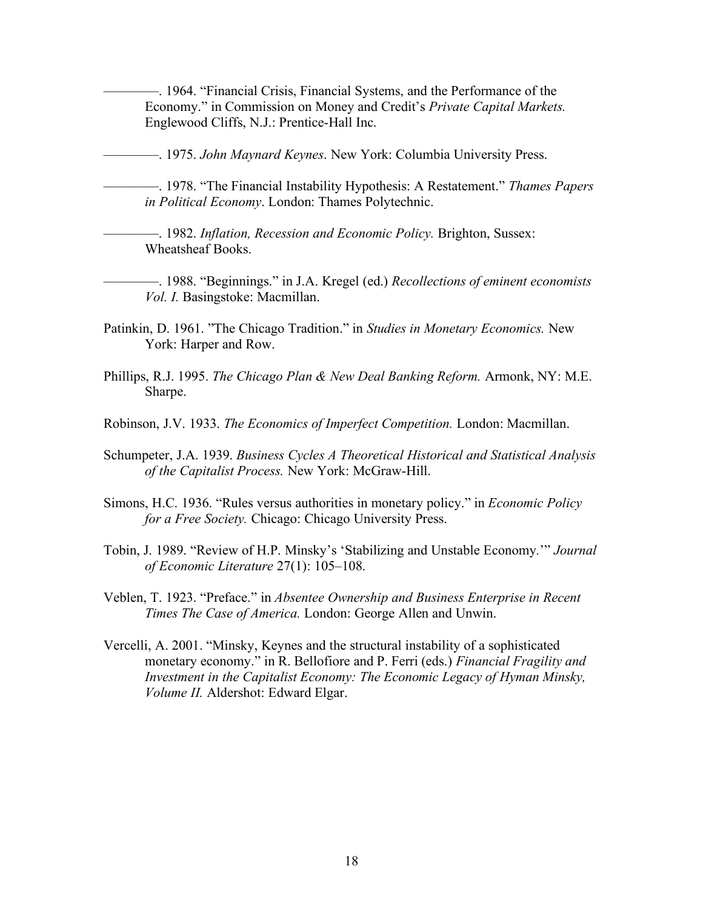————. 1964. "Financial Crisis, Financial Systems, and the Performance of the Economy." in Commission on Money and Credit's *Private Capital Markets.* Englewood Cliffs, N.J.: Prentice-Hall Inc.

————. 1975. *John Maynard Keynes*. New York: Columbia University Press.

————. 1978. "The Financial Instability Hypothesis: A Restatement." *Thames Papers in Political Economy*. London: Thames Polytechnic.

————. 1982. *Inflation, Recession and Economic Policy.* Brighton, Sussex: Wheatsheaf Books.

————. 1988. "Beginnings." in J.A. Kregel (ed.) *Recollections of eminent economists Vol. I.* Basingstoke: Macmillan.

Patinkin, D. 1961. "The Chicago Tradition." in *Studies in Monetary Economics.* New York: Harper and Row.

Phillips, R.J. 1995. *The Chicago Plan & New Deal Banking Reform.* Armonk, NY: M.E. Sharpe.

Robinson, J.V. 1933. *The Economics of Imperfect Competition.* London: Macmillan.

Schumpeter, J.A. 1939. *Business Cycles A Theoretical Historical and Statistical Analysis of the Capitalist Process.* New York: McGraw-Hill.

Simons, H.C. 1936. "Rules versus authorities in monetary policy." in *Economic Policy for a Free Society.* Chicago: Chicago University Press.

Tobin, J. 1989. "Review of H.P. Minsky's 'Stabilizing and Unstable Economy.'" *Journal of Economic Literature* 27(1): 105–108.

Veblen, T. 1923. "Preface." in *Absentee Ownership and Business Enterprise in Recent Times The Case of America.* London: George Allen and Unwin.

Vercelli, A. 2001. "Minsky, Keynes and the structural instability of a sophisticated monetary economy." in R. Bellofiore and P. Ferri (eds.) *Financial Fragility and Investment in the Capitalist Economy: The Economic Legacy of Hyman Minsky, Volume II.* Aldershot: Edward Elgar.